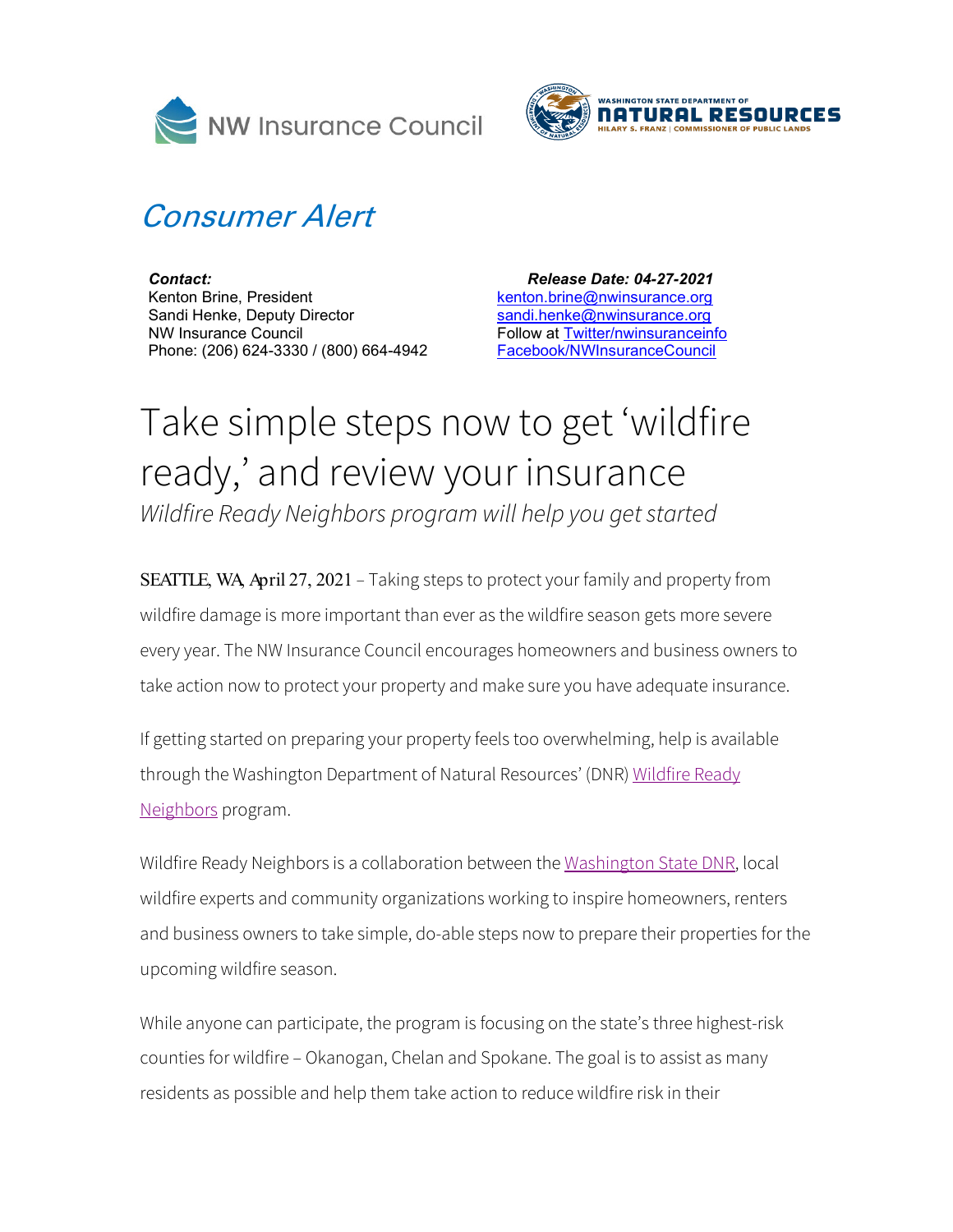NW Insurance Council

WASHINGTON STATE DEPARTMENT OF NATURAL RESOURCES
HILARY S. FRANZ | COMMISSIONER OF PUBLIC LANDS

## *Consumer Alert*

***Contact:***
Kenton Brine, President
Sandi Henke, Deputy Director
NW Insurance Council
Phone: (206) 624-3330 / (800) 664-4942

***Release Date: 04-27-2021***
kenton.brine@nwinsurance.org
sandi.henke@nwinsurance.org
Follow at Twitter/nwinsuranceinfo
Facebook/NWInsuranceCouncil

# Take simple steps now to get 'wildfire ready,' and review your insurance

*Wildfire Ready Neighbors program will help you get started*

SEATTLE, WA, April 27, 2021 – Taking steps to protect your family and property from wildfire damage is more important than ever as the wildfire season gets more severe every year. The NW Insurance Council encourages homeowners and business owners to take action now to protect your property and make sure you have adequate insurance.

If getting started on preparing your property feels too overwhelming, help is available through the Washington Department of Natural Resources' (DNR) Wildfire Ready Neighbors program.

Wildfire Ready Neighbors is a collaboration between the Washington State DNR, local wildfire experts and community organizations working to inspire homeowners, renters and business owners to take simple, do-able steps now to prepare their properties for the upcoming wildfire season.

While anyone can participate, the program is focusing on the state's three highest-risk counties for wildfire – Okanogan, Chelan and Spokane. The goal is to assist as many residents as possible and help them take action to reduce wildfire risk in their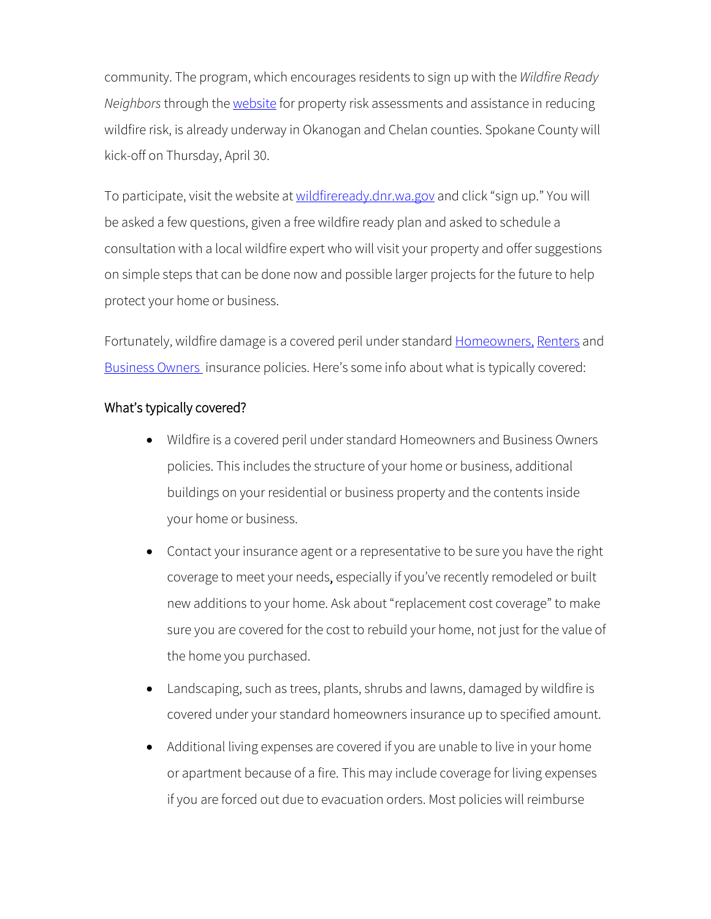community. The program, which encourages residents to sign up with the *Wildfire Ready Neighbors* through the website for property risk assessments and assistance in reducing wildfire risk, is already underway in Okanogan and Chelan counties. Spokane County will kick-off on Thursday, April 30.

To participate, visit the website at wildfireready.dnr.wa.gov and click "sign up." You will be asked a few questions, given a free wildfire ready plan and asked to schedule a consultation with a local wildfire expert who will visit your property and offer suggestions on simple steps that can be done now and possible larger projects for the future to help protect your home or business.

Fortunately, wildfire damage is a covered peril under standard Homeowners, Renters and Business Owners insurance policies. Here's some info about what is typically covered:

### What's typically covered?

- Wildfire is a covered peril under standard Homeowners and Business Owners policies. This includes the structure of your home or business, additional buildings on your residential or business property and the contents inside your home or business.
- Contact your insurance agent or a representative to be sure you have the right coverage to meet your needs, especially if you've recently remodeled or built new additions to your home. Ask about "replacement cost coverage" to make sure you are covered for the cost to rebuild your home, not just for the value of the home you purchased.
- Landscaping, such as trees, plants, shrubs and lawns, damaged by wildfire is covered under your standard homeowners insurance up to specified amount.
- Additional living expenses are covered if you are unable to live in your home or apartment because of a fire. This may include coverage for living expenses if you are forced out due to evacuation orders. Most policies will reimburse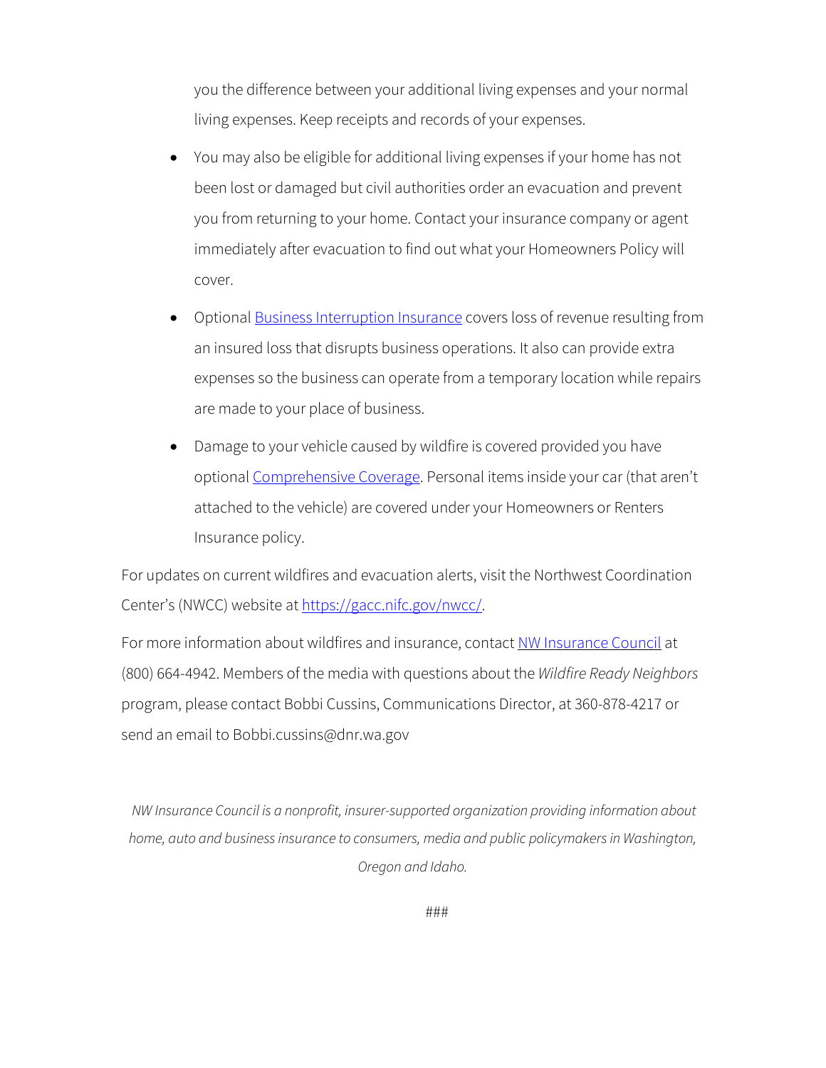you the difference between your additional living expenses and your normal living expenses. Keep receipts and records of your expenses.

- You may also be eligible for additional living expenses if your home has not been lost or damaged but civil authorities order an evacuation and prevent you from returning to your home. Contact your insurance company or agent immediately after evacuation to find out what your Homeowners Policy will cover.
- Optional Business Interruption Insurance covers loss of revenue resulting from an insured loss that disrupts business operations. It also can provide extra expenses so the business can operate from a temporary location while repairs are made to your place of business.
- Damage to your vehicle caused by wildfire is covered provided you have optional Comprehensive Coverage. Personal items inside your car (that aren't attached to the vehicle) are covered under your Homeowners or Renters Insurance policy.

For updates on current wildfires and evacuation alerts, visit the Northwest Coordination Center's (NWCC) website at https://gacc.nifc.gov/nwcc/.

For more information about wildfires and insurance, contact NW Insurance Council at (800) 664-4942. Members of the media with questions about the *Wildfire Ready Neighbors* program, please contact Bobbi Cussins, Communications Director, at 360-878-4217 or send an email to Bobbi.cussins@dnr.wa.gov

*NW Insurance Council is a nonprofit, insurer-supported organization providing information about home, auto and business insurance to consumers, media and public policymakers in Washington, Oregon and Idaho.*

###